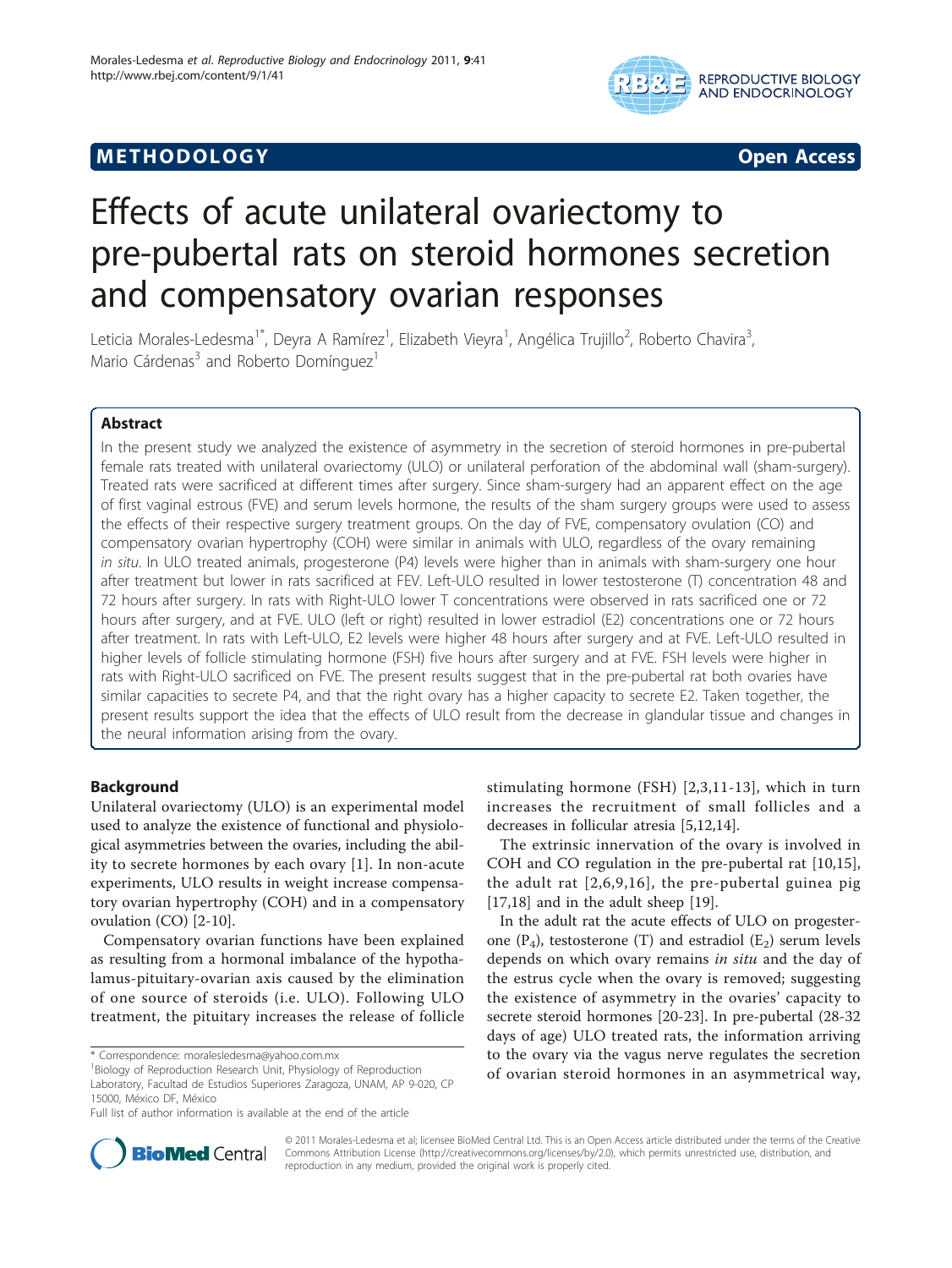METHODOLOGY | Open Access

# Effects of acute unilateral ovariectomy to pre-pubertal rats on steroid hormones secretion and compensatory ovarian responses

Leticia Morales-Ledesma[1*], Deyra A Ramírez[1], Elizabeth Vieyra[1], Angélica Trujillo[2], Roberto Chavira[3], Mario Cárdenas[3] and Roberto Domínguez[1]

## Abstract

In the present study we analyzed the existence of asymmetry in the secretion of steroid hormones in pre-pubertal female rats treated with unilateral ovariectomy (ULO) or unilateral perforation of the abdominal wall (sham-surgery). Treated rats were sacrificed at different times after surgery. Since sham-surgery had an apparent effect on the age of first vaginal estrous (FVE) and serum levels hormone, the results of the sham surgery groups were used to assess the effects of their respective surgery treatment groups. On the day of FVE, compensatory ovulation (CO) and compensatory ovarian hypertrophy (COH) were similar in animals with ULO, regardless of the ovary remaining *in situ*. In ULO treated animals, progesterone (P4) levels were higher than in animals with sham-surgery one hour after treatment but lower in rats sacrificed at FEV. Left-ULO resulted in lower testosterone (T) concentration 48 and 72 hours after surgery. In rats with Right-ULO lower T concentrations were observed in rats sacrificed one or 72 hours after surgery, and at FVE. ULO (left or right) resulted in lower estradiol (E2) concentrations one or 72 hours after treatment. In rats with Left-ULO, E2 levels were higher 48 hours after surgery and at FVE. Left-ULO resulted in higher levels of follicle stimulating hormone (FSH) five hours after surgery and at FVE. FSH levels were higher in rats with Right-ULO sacrificed on FVE. The present results suggest that in the pre-pubertal rat both ovaries have similar capacities to secrete P4, and that the right ovary has a higher capacity to secrete E2. Taken together, the present results support the idea that the effects of ULO result from the decrease in glandular tissue and changes in the neural information arising from the ovary.

## Background

Unilateral ovariectomy (ULO) is an experimental model used to analyze the existence of functional and physiological asymmetries between the ovaries, including the ability to secrete hormones by each ovary [1]. In non-acute experiments, ULO results in weight increase compensatory ovarian hypertrophy (COH) and in a compensatory ovulation (CO) [2-10].

Compensatory ovarian functions have been explained as resulting from a hormonal imbalance of the hypothalamus-pituitary-ovarian axis caused by the elimination of one source of steroids (i.e. ULO). Following ULO treatment, the pituitary increases the release of follicle stimulating hormone (FSH) [2,3,11-13], which in turn increases the recruitment of small follicles and a decreases in follicular atresia [5,12,14].

The extrinsic innervation of the ovary is involved in COH and CO regulation in the pre-pubertal rat [10,15], the adult rat [2,6,9,16], the pre-pubertal guinea pig [17,18] and in the adult sheep [19].

In the adult rat the acute effects of ULO on progesterone ($P_4$), testosterone (T) and estradiol ($E_2$) serum levels depends on which ovary remains *in situ* and the day of the estrus cycle when the ovary is removed; suggesting the existence of asymmetry in the ovaries' capacity to secrete steroid hormones [20-23]. In pre-pubertal (28-32 days of age) ULO treated rats, the information arriving to the ovary via the vagus nerve regulates the secretion of ovarian steroid hormones in an asymmetrical way,

\* Correspondence: moralesledesma@yahoo.com.mx
[1]Biology of Reproduction Research Unit, Physiology of Reproduction Laboratory, Facultad de Estudios Superiores Zaragoza, UNAM, AP 9-020, CP 15000, México DF, México
Full list of author information is available at the end of the article

© 2011 Morales-Ledesma et al; licensee BioMed Central Ltd. This is an Open Access article distributed under the terms of the Creative Commons Attribution License (http://creativecommons.org/licenses/by/2.0), which permits unrestricted use, distribution, and reproduction in any medium, provided the original work is properly cited.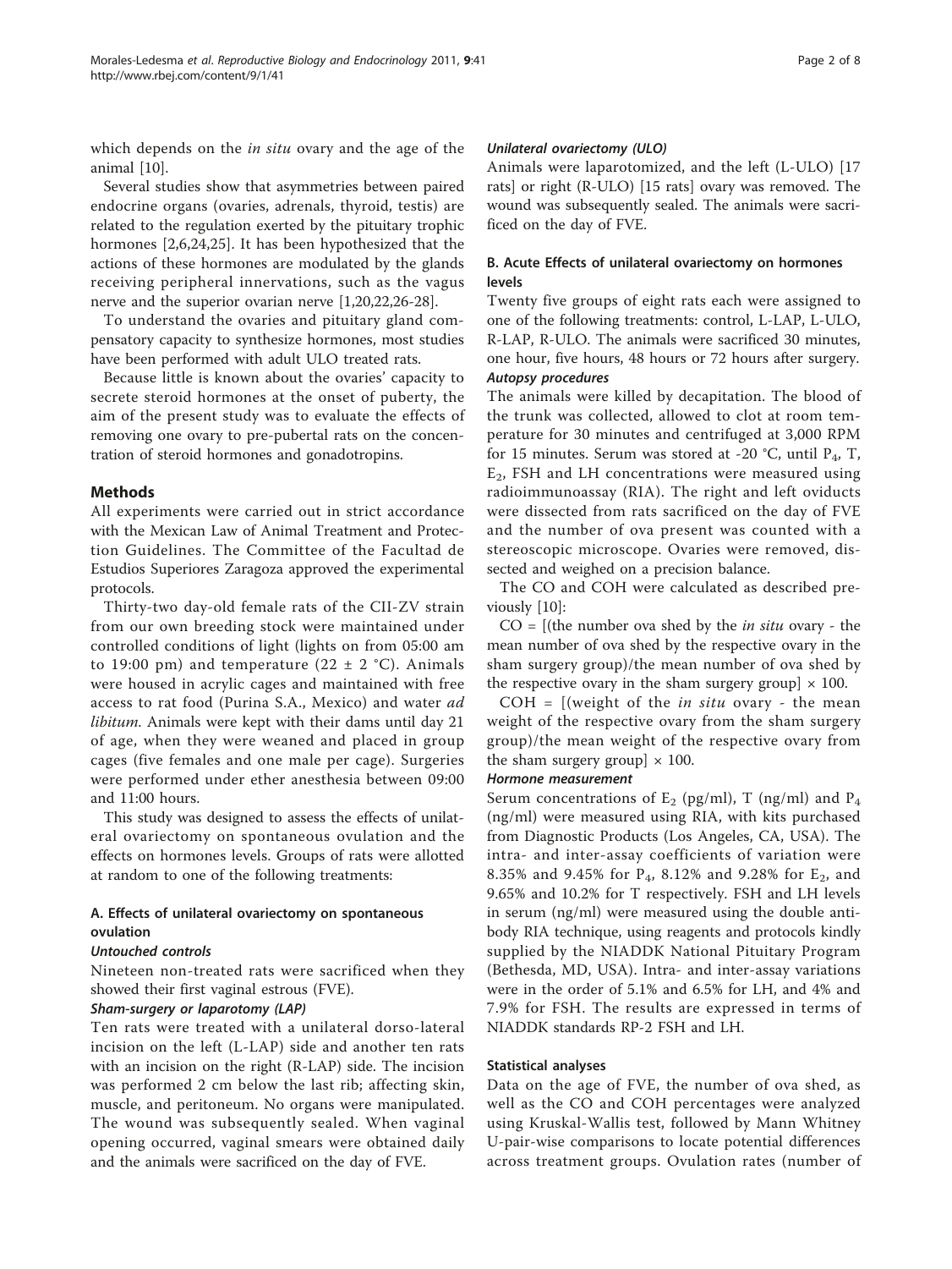which depends on the *in situ* ovary and the age of the animal [10].

Several studies show that asymmetries between paired endocrine organs (ovaries, adrenals, thyroid, testis) are related to the regulation exerted by the pituitary trophic hormones [2,6,24,25]. It has been hypothesized that the actions of these hormones are modulated by the glands receiving peripheral innervations, such as the vagus nerve and the superior ovarian nerve [1,20,22,26-28].

To understand the ovaries and pituitary gland compensatory capacity to synthesize hormones, most studies have been performed with adult ULO treated rats.

Because little is known about the ovaries' capacity to secrete steroid hormones at the onset of puberty, the aim of the present study was to evaluate the effects of removing one ovary to pre-pubertal rats on the concentration of steroid hormones and gonadotropins.

## Methods

All experiments were carried out in strict accordance with the Mexican Law of Animal Treatment and Protection Guidelines. The Committee of the Facultad de Estudios Superiores Zaragoza approved the experimental protocols.

Thirty-two day-old female rats of the CII-ZV strain from our own breeding stock were maintained under controlled conditions of light (lights on from 05:00 am to 19:00 pm) and temperature (22 ± 2 °C). Animals were housed in acrylic cages and maintained with free access to rat food (Purina S.A., Mexico) and water *ad libitum.* Animals were kept with their dams until day 21 of age, when they were weaned and placed in group cages (five females and one male per cage). Surgeries were performed under ether anesthesia between 09:00 and 11:00 hours.

This study was designed to assess the effects of unilateral ovariectomy on spontaneous ovulation and the effects on hormones levels. Groups of rats were allotted at random to one of the following treatments:

### A. Effects of unilateral ovariectomy on spontaneous ovulation

#### Untouched controls

Nineteen non-treated rats were sacrificed when they showed their first vaginal estrous (FVE).

#### Sham-surgery or laparotomy (LAP)

Ten rats were treated with a unilateral dorso-lateral incision on the left (L-LAP) side and another ten rats with an incision on the right (R-LAP) side. The incision was performed 2 cm below the last rib; affecting skin, muscle, and peritoneum. No organs were manipulated. The wound was subsequently sealed. When vaginal opening occurred, vaginal smears were obtained daily and the animals were sacrificed on the day of FVE.

#### Unilateral ovariectomy (ULO)

Animals were laparotomized, and the left (L-ULO) [17 rats] or right (R-ULO) [15 rats] ovary was removed. The wound was subsequently sealed. The animals were sacrificed on the day of FVE.

### B. Acute Effects of unilateral ovariectomy on hormones levels

Twenty five groups of eight rats each were assigned to one of the following treatments: control, L-LAP, L-ULO, R-LAP, R-ULO. The animals were sacrificed 30 minutes, one hour, five hours, 48 hours or 72 hours after surgery.

#### Autopsy procedures

The animals were killed by decapitation. The blood of the trunk was collected, allowed to clot at room temperature for 30 minutes and centrifuged at 3,000 RPM for 15 minutes. Serum was stored at -20 °C, until $P_4$, T, $E_2$, FSH and LH concentrations were measured using radioimmunoassay (RIA). The right and left oviducts were dissected from rats sacrificed on the day of FVE and the number of ova present was counted with a stereoscopic microscope. Ovaries were removed, dissected and weighed on a precision balance.

The CO and COH were calculated as described previously [10]:

CO = [(the number ova shed by the *in situ* ovary - the mean number of ova shed by the respective ovary in the sham surgery group)/the mean number of ova shed by the respective ovary in the sham surgery group] × 100.

COH = [(weight of the *in situ* ovary - the mean weight of the respective ovary from the sham surgery group)/the mean weight of the respective ovary from the sham surgery group] × 100.

#### Hormone measurement

Serum concentrations of $E_2$ (pg/ml), T (ng/ml) and $P_4$ (ng/ml) were measured using RIA, with kits purchased from Diagnostic Products (Los Angeles, CA, USA). The intra- and inter-assay coefficients of variation were 8.35% and 9.45% for $P_4$, 8.12% and 9.28% for $E_2$, and 9.65% and 10.2% for T respectively. FSH and LH levels in serum (ng/ml) were measured using the double antibody RIA technique, using reagents and protocols kindly supplied by the NIADDK National Pituitary Program (Bethesda, MD, USA). Intra- and inter-assay variations were in the order of 5.1% and 6.5% for LH, and 4% and 7.9% for FSH. The results are expressed in terms of NIADDK standards RP-2 FSH and LH.

### Statistical analyses

Data on the age of FVE, the number of ova shed, as well as the CO and COH percentages were analyzed using Kruskal-Wallis test, followed by Mann Whitney U-pair-wise comparisons to locate potential differences across treatment groups. Ovulation rates (number of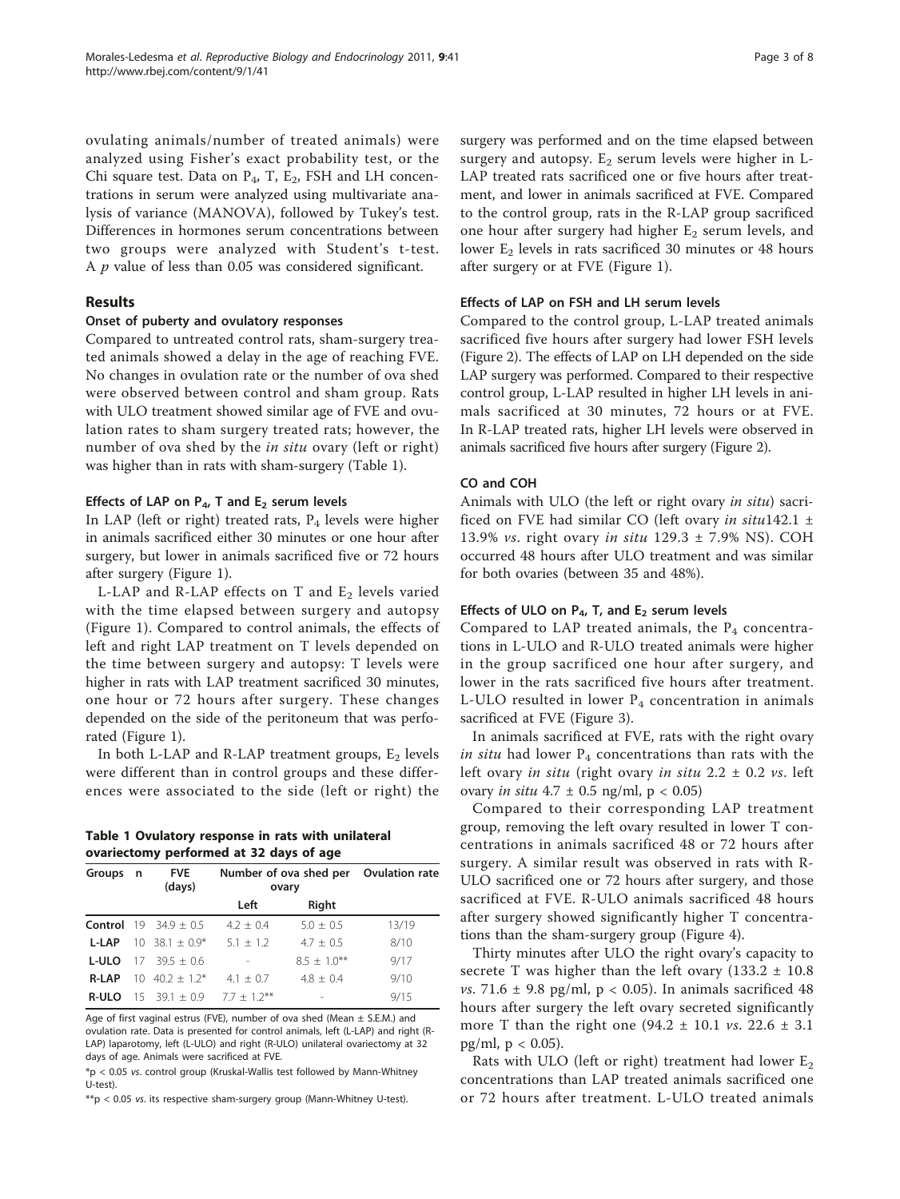ovulating animals/number of treated animals) were analyzed using Fisher's exact probability test, or the Chi square test. Data on $P_4$, T, $E_2$, FSH and LH concentrations in serum were analyzed using multivariate analysis of variance (MANOVA), followed by Tukey's test. Differences in hormones serum concentrations between two groups were analyzed with Student's t-test. A $p$ value of less than 0.05 was considered significant.

## Results

### Onset of puberty and ovulatory responses

Compared to untreated control rats, sham-surgery treated animals showed a delay in the age of reaching FVE. No changes in ovulation rate or the number of ova shed were observed between control and sham group. Rats with ULO treatment showed similar age of FVE and ovulation rates to sham surgery treated rats; however, the number of ova shed by the *in situ* ovary (left or right) was higher than in rats with sham-surgery (Table 1).

### Effects of LAP on $P_4$, T and $E_2$ serum levels

In LAP (left or right) treated rats, $P_4$ levels were higher in animals sacrificed either 30 minutes or one hour after surgery, but lower in animals sacrificed five or 72 hours after surgery (Figure 1).

L-LAP and R-LAP effects on T and $E_2$ levels varied with the time elapsed between surgery and autopsy (Figure 1). Compared to control animals, the effects of left and right LAP treatment on T levels depended on the time between surgery and autopsy: T levels were higher in rats with LAP treatment sacrificed 30 minutes, one hour or 72 hours after surgery. These changes depended on the side of the peritoneum that was perforated (Figure 1).

In both L-LAP and R-LAP treatment groups, $E_2$ levels were different than in control groups and these differences were associated to the side (left or right) the surgery was performed and on the time elapsed between surgery and autopsy. $E_2$ serum levels were higher in L-LAP treated rats sacrificed one or five hours after treatment, and lower in animals sacrificed at FVE. Compared to the control group, rats in the R-LAP group sacrificed one hour after surgery had higher $E_2$ serum levels, and lower $E_2$ levels in rats sacrificed 30 minutes or 48 hours after surgery or at FVE (Figure 1).

**Table 1 Ovulatory response in rats with unilateral ovariectomy performed at 32 days of age**

| Groups | n | FVE (days) | Number of ova shed per ovary | | Ovulation rate |
|---|---|---|---|---|---|
| | | | Left | Right | |
| **Control** | 19 | 34.9 ± 0.5 | 4.2 ± 0.4 | 5.0 ± 0.5 | 13/19 |
| **L-LAP** | 10 | 38.1 ± 0.9* | 5.1 ± 1.2 | 4.7 ± 0.5 | 8/10 |
| **L-ULO** | 17 | 39.5 ± 0.6 | - | 8.5 ± 1.0** | 9/17 |
| **R-LAP** | 10 | 40.2 ± 1.2* | 4.1 ± 0.7 | 4.8 ± 0.4 | 9/10 |
| **R-ULO** | 15 | 39.1 ± 0.9 | 7.7 ± 1.2** | - | 9/15 |

Age of first vaginal estrus (FVE), number of ova shed (Mean ± S.E.M.) and ovulation rate. Data is presented for control animals, left (L-LAP) and right (R-LAP) laparotomy, left (L-ULO) and right (R-ULO) unilateral ovariectomy at 32 days of age. Animals were sacrificed at FVE.

*p < 0.05 vs. control group (Kruskal-Wallis test followed by Mann-Whitney U-test).

**p < 0.05 vs. its respective sham-surgery group (Mann-Whitney U-test).

### Effects of LAP on FSH and LH serum levels

Compared to the control group, L-LAP treated animals sacrificed five hours after surgery had lower FSH levels (Figure 2). The effects of LAP on LH depended on the side LAP surgery was performed. Compared to their respective control group, L-LAP resulted in higher LH levels in animals sacrificed at 30 minutes, 72 hours or at FVE. In R-LAP treated rats, higher LH levels were observed in animals sacrificed five hours after surgery (Figure 2).

### CO and COH

Animals with ULO (the left or right ovary *in situ*) sacrificed on FVE had similar CO (left ovary *in situ*142.1 ± 13.9% *vs*. right ovary *in situ* 129.3 ± 7.9% NS). COH occurred 48 hours after ULO treatment and was similar for both ovaries (between 35 and 48%).

### Effects of ULO on $P_4$, T, and $E_2$ serum levels

Compared to LAP treated animals, the $P_4$ concentrations in L-ULO and R-ULO treated animals were higher in the group sacrificed one hour after surgery, and lower in the rats sacrificed five hours after treatment. L-ULO resulted in lower $P_4$ concentration in animals sacrificed at FVE (Figure 3).

In animals sacrificed at FVE, rats with the right ovary *in situ* had lower $P_4$ concentrations than rats with the left ovary *in situ* (right ovary *in situ* 2.2 ± 0.2 *vs*. left ovary *in situ* 4.7 ± 0.5 ng/ml, $p < 0.05$)

Compared to their corresponding LAP treatment group, removing the left ovary resulted in lower T concentrations in animals sacrificed 48 or 72 hours after surgery. A similar result was observed in rats with R-ULO sacrificed one or 72 hours after surgery, and those sacrificed at FVE. R-ULO animals sacrificed 48 hours after surgery showed significantly higher T concentrations than the sham-surgery group (Figure 4).

Thirty minutes after ULO the right ovary's capacity to secrete T was higher than the left ovary (133.2 ± 10.8 *vs*. 71.6 ± 9.8 pg/ml, $p < 0.05$). In animals sacrificed 48 hours after surgery the left ovary secreted significantly more T than the right one (94.2 ± 10.1 *vs*. 22.6 ± 3.1 pg/ml, $p < 0.05$).

Rats with ULO (left or right) treatment had lower $E_2$ concentrations than LAP treated animals sacrificed one or 72 hours after treatment. L-ULO treated animals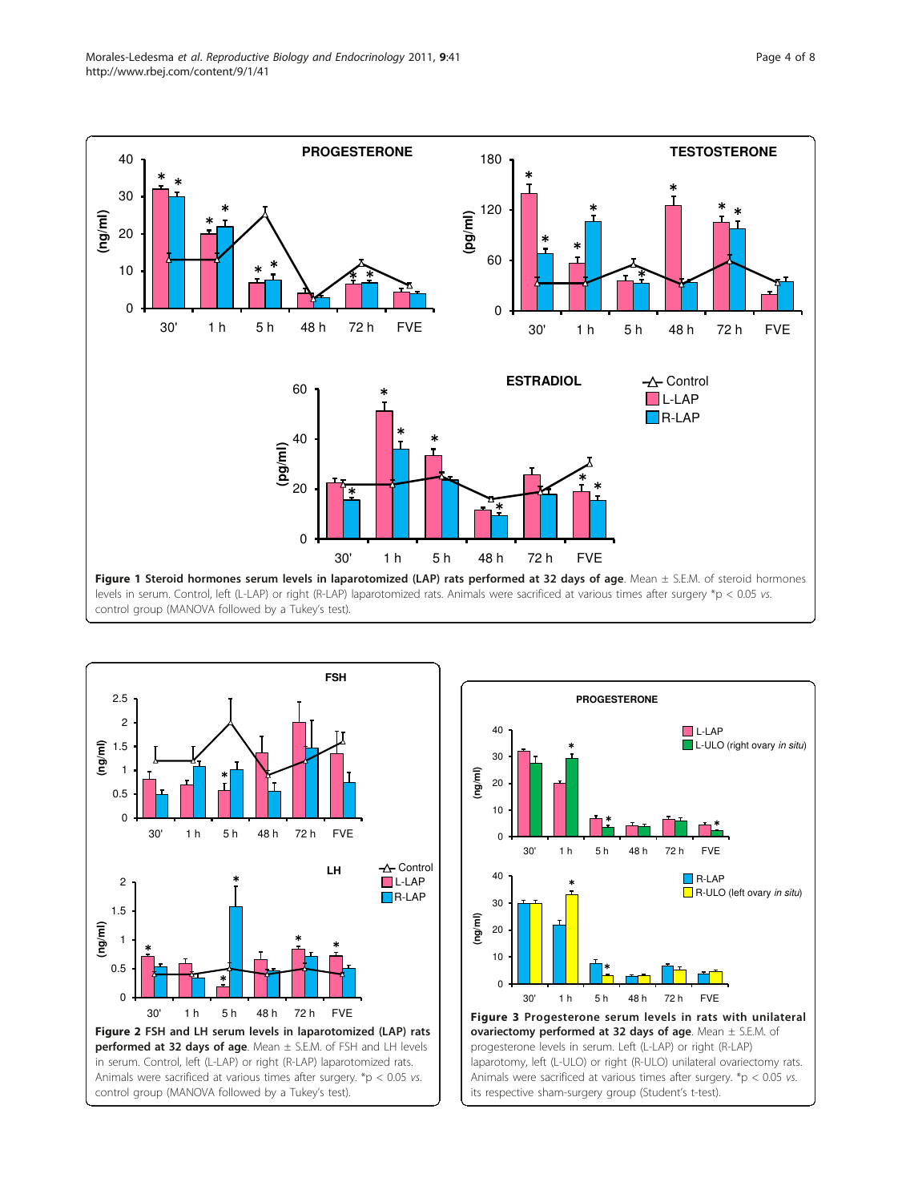**Figure 1 Steroid hormones serum levels in laparotomized (LAP) rats performed at 32 days of age**. Mean ± S.E.M. of steroid hormones levels in serum. Control, left (L-LAP) or right (R-LAP) laparotomized rats. Animals were sacrificed at various times after surgery *p < 0.05 *vs.* control group (MANOVA followed by a Tukey's test).

**Figure 2 FSH and LH serum levels in laparotomized (LAP) rats performed at 32 days of age**. Mean ± S.E.M. of FSH and LH levels in serum. Control, left (L-LAP) or right (R-LAP) laparotomized rats. Animals were sacrificed at various times after surgery. *p < 0.05 *vs.* control group (MANOVA followed by a Tukey's test).

**Figure 3 Progesterone serum levels in rats with unilateral ovariectomy performed at 32 days of age**. Mean ± S.E.M. of progesterone levels in serum. Left (L-LAP) or right (R-LAP) laparotomy, left (L-ULO) or right (R-ULO) unilateral ovariectomy rats. Animals were sacrificed at various times after surgery. *p < 0.05 *vs.* its respective sham-surgery group (Student's t-test).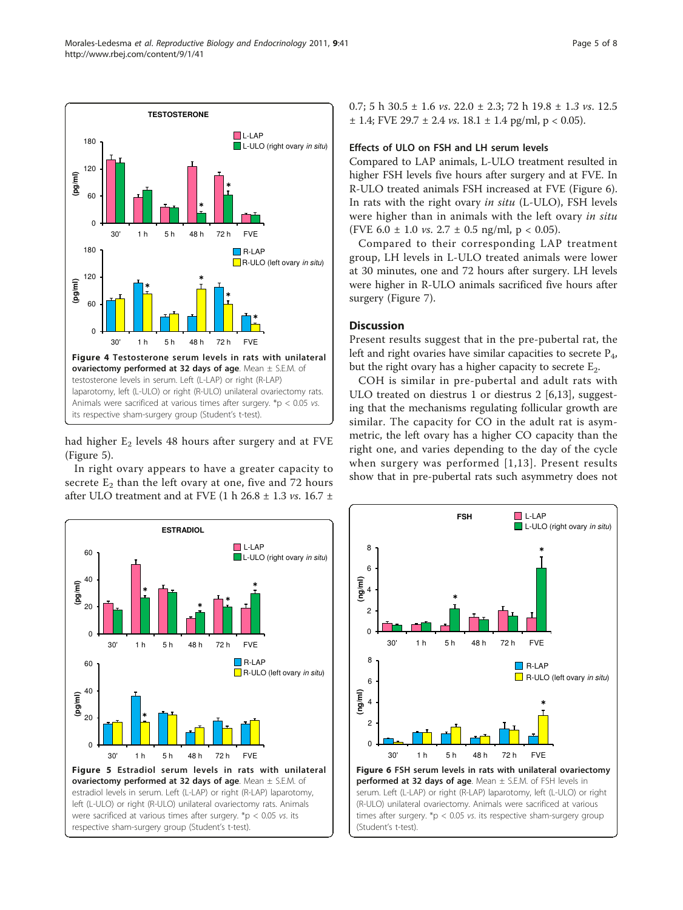**Figure 4 Testosterone serum levels in rats with unilateral ovariectomy performed at 32 days of age**. Mean ± S.E.M. of testosterone levels in serum. Left (L-LAP) or right (R-LAP) laparotomy, left (L-ULO) or right (R-ULO) unilateral ovariectomy rats. Animals were sacrificed at various times after surgery. *p < 0.05 *vs.* its respective sham-surgery group (Student's t-test).

had higher $E_2$ levels 48 hours after surgery and at FVE (Figure 5).

In right ovary appears to have a greater capacity to secrete $E_2$ than the left ovary at one, five and 72 hours after ULO treatment and at FVE (1 h 26.8 ± 1.3 *vs.* 16.7 ± 0.7; 5 h 30.5 ± 1.6 *vs.* 22.0 ± 2.3; 72 h 19.8 ± 1.3 *vs.* 12.5 ± 1.4; FVE 29.7 ± 2.4 *vs.* 18.1 ± 1.4 pg/ml, $p < 0.05$).

**Figure 5 Estradiol serum levels in rats with unilateral ovariectomy performed at 32 days of age**. Mean ± S.E.M. of estradiol levels in serum. Left (L-LAP) or right (R-LAP) laparotomy, left (L-ULO) or right (R-ULO) unilateral ovariectomy rats. Animals were sacrificed at various times after surgery. *p < 0.05 *vs.* its respective sham-surgery group (Student's t-test).

### Effects of ULO on FSH and LH serum levels

Compared to LAP animals, L-ULO treatment resulted in higher FSH levels five hours after surgery and at FVE. In R-ULO treated animals FSH increased at FVE (Figure 6). In rats with the right ovary *in situ* (L-ULO), FSH levels were higher than in animals with the left ovary *in situ* (FVE 6.0 ± 1.0 *vs.* 2.7 ± 0.5 ng/ml, $p < 0.05$).

Compared to their corresponding LAP treatment group, LH levels in L-ULO treated animals were lower at 30 minutes, one and 72 hours after surgery. LH levels were higher in R-ULO animals sacrificed five hours after surgery (Figure 7).

## Discussion

Present results suggest that in the pre-pubertal rat, the left and right ovaries have similar capacities to secrete $P_4$, but the right ovary has a higher capacity to secrete $E_2$.

COH is similar in pre-pubertal and adult rats with ULO treated on diestrus 1 or diestrus 2 [6,13], suggesting that the mechanisms regulating follicular growth are similar. The capacity for CO in the adult rat is asymmetric, the left ovary has a higher CO capacity than the right one, and varies depending to the day of the cycle when surgery was performed [1,13]. Present results show that in pre-pubertal rats such asymmetry does not

**Figure 6 FSH serum levels in rats with unilateral ovariectomy performed at 32 days of age**. Mean ± S.E.M. of FSH levels in serum. Left (L-LAP) or right (R-LAP) laparotomy, left (L-ULO) or right (R-ULO) unilateral ovariectomy rats. Animals were sacrificed at various times after surgery. *p < 0.05 *vs.* its respective sham-surgery group (Student's t-test).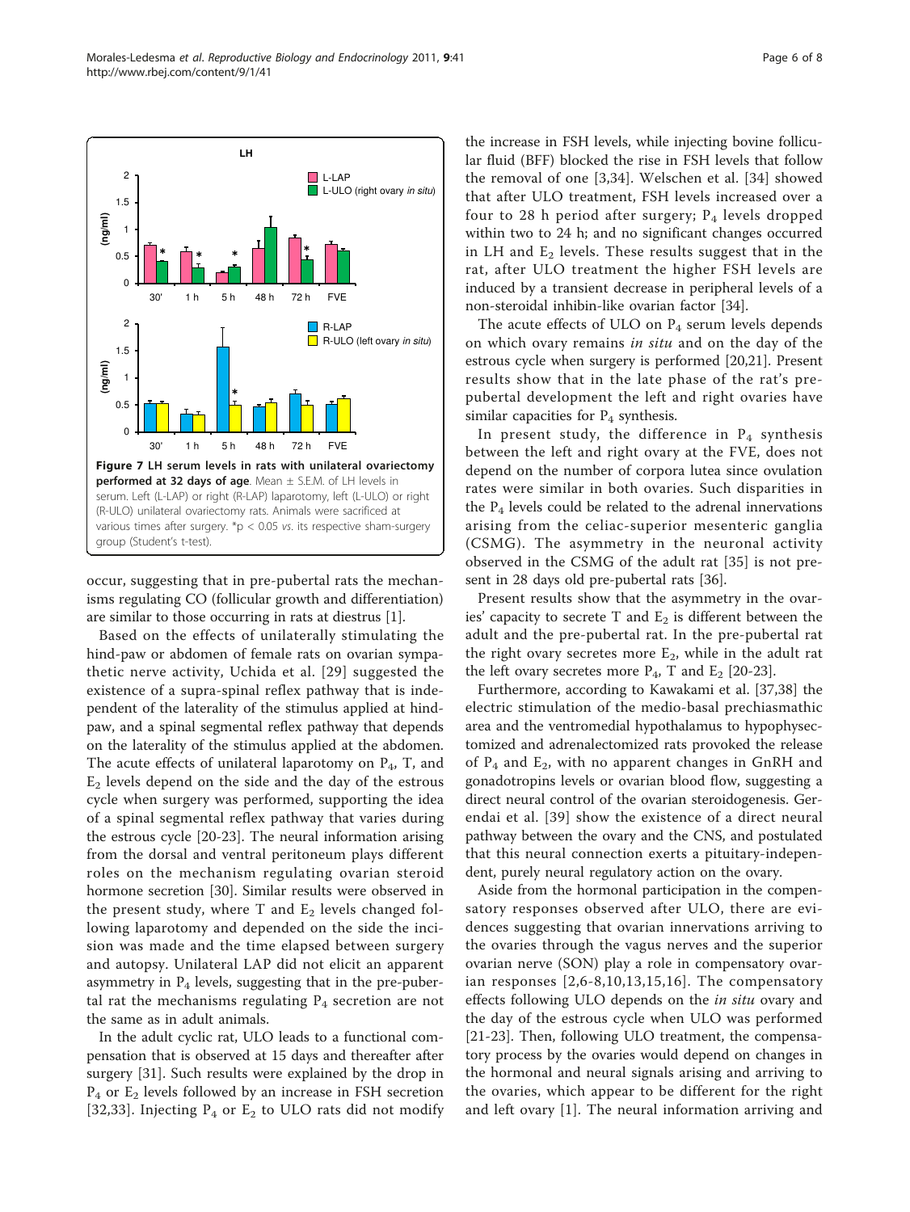**Figure 7 LH serum levels in rats with unilateral ovariectomy performed at 32 days of age**. Mean ± S.E.M. of LH levels in serum. Left (L-LAP) or right (R-LAP) laparotomy, left (L-ULO) or right (R-ULO) unilateral ovariectomy rats. Animals were sacrificed at various times after surgery. *$p < 0.05$ *vs.* its respective sham-surgery group (Student's t-test).

occur, suggesting that in pre-pubertal rats the mechanisms regulating CO (follicular growth and differentiation) are similar to those occurring in rats at diestrus [1].

Based on the effects of unilaterally stimulating the hind-paw or abdomen of female rats on ovarian sympathetic nerve activity, Uchida et al. [29] suggested the existence of a supra-spinal reflex pathway that is independent of the laterality of the stimulus applied at hind-paw, and a spinal segmental reflex pathway that depends on the laterality of the stimulus applied at the abdomen. The acute effects of unilateral laparotomy on $P_4$, T, and $E_2$ levels depend on the side and the day of the estrous cycle when surgery was performed, supporting the idea of a spinal segmental reflex pathway that varies during the estrous cycle [20-23]. The neural information arising from the dorsal and ventral peritoneum plays different roles on the mechanism regulating ovarian steroid hormone secretion [30]. Similar results were observed in the present study, where T and $E_2$ levels changed following laparotomy and depended on the side the incision was made and the time elapsed between surgery and autopsy. Unilateral LAP did not elicit an apparent asymmetry in $P_4$ levels, suggesting that in the pre-pubertal rat the mechanisms regulating $P_4$ secretion are not the same as in adult animals.

In the adult cyclic rat, ULO leads to a functional compensation that is observed at 15 days and thereafter after surgery [31]. Such results were explained by the drop in $P_4$ or $E_2$ levels followed by an increase in FSH secretion [32,33]. Injecting $P_4$ or $E_2$ to ULO rats did not modify the increase in FSH levels, while injecting bovine follicular fluid (BFF) blocked the rise in FSH levels that follow the removal of one [3,34]. Welschen et al. [34] showed that after ULO treatment, FSH levels increased over a four to 28 h period after surgery; $P_4$ levels dropped within two to 24 h; and no significant changes occurred in LH and $E_2$ levels. These results suggest that in the rat, after ULO treatment the higher FSH levels are induced by a transient decrease in peripheral levels of a non-steroidal inhibin-like ovarian factor [34].

The acute effects of ULO on $P_4$ serum levels depends on which ovary remains *in situ* and on the day of the estrous cycle when surgery is performed [20,21]. Present results show that in the late phase of the rat's pre-pubertal development the left and right ovaries have similar capacities for $P_4$ synthesis.

In present study, the difference in $P_4$ synthesis between the left and right ovary at the FVE, does not depend on the number of corpora lutea since ovulation rates were similar in both ovaries. Such disparities in the $P_4$ levels could be related to the adrenal innervations arising from the celiac-superior mesenteric ganglia (CSMG). The asymmetry in the neuronal activity observed in the CSMG of the adult rat [35] is not present in 28 days old pre-pubertal rats [36].

Present results show that the asymmetry in the ovaries' capacity to secrete T and $E_2$ is different between the adult and the pre-pubertal rat. In the pre-pubertal rat the right ovary secretes more $E_2$, while in the adult rat the left ovary secretes more $P_4$, T and $E_2$ [20-23].

Furthermore, according to Kawakami et al. [37,38] the electric stimulation of the medio-basal prechiasmathic area and the ventromedial hypothalamus to hypophysectomized and adrenalectomized rats provoked the release of $P_4$ and $E_2$, with no apparent changes in GnRH and gonadotropins levels or ovarian blood flow, suggesting a direct neural control of the ovarian steroidogenesis. Gerendai et al. [39] show the existence of a direct neural pathway between the ovary and the CNS, and postulated that this neural connection exerts a pituitary-independent, purely neural regulatory action on the ovary.

Aside from the hormonal participation in the compensatory responses observed after ULO, there are evidences suggesting that ovarian innervations arriving to the ovaries through the vagus nerves and the superior ovarian nerve (SON) play a role in compensatory ovarian responses [2,6-8,10,13,15,16]. The compensatory effects following ULO depends on the *in situ* ovary and the day of the estrous cycle when ULO was performed [21-23]. Then, following ULO treatment, the compensatory process by the ovaries would depend on changes in the hormonal and neural signals arising and arriving to the ovaries, which appear to be different for the right and left ovary [1]. The neural information arriving and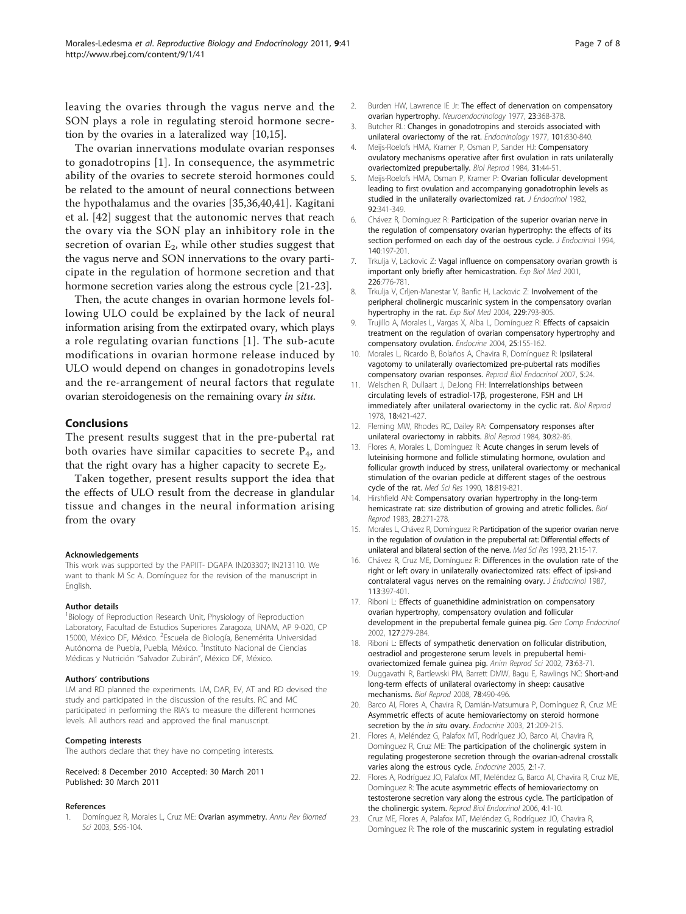leaving the ovaries through the vagus nerve and the SON plays a role in regulating steroid hormone secretion by the ovaries in a lateralized way [10,15].

The ovarian innervations modulate ovarian responses to gonadotropins [1]. In consequence, the asymmetric ability of the ovaries to secrete steroid hormones could be related to the amount of neural connections between the hypothalamus and the ovaries [35,36,40,41]. Kagitani et al. [42] suggest that the autonomic nerves that reach the ovary via the SON play an inhibitory role in the secretion of ovarian $E_2$, while other studies suggest that the vagus nerve and SON innervations to the ovary participate in the regulation of hormone secretion and that hormone secretion varies along the estrous cycle [21-23].

Then, the acute changes in ovarian hormone levels following ULO could be explained by the lack of neural information arising from the extirpated ovary, which plays a role regulating ovarian functions [1]. The sub-acute modifications in ovarian hormone release induced by ULO would depend on changes in gonadotropins levels and the re-arrangement of neural factors that regulate ovarian steroidogenesis on the remaining ovary *in situ*.

## Conclusions

The present results suggest that in the pre-pubertal rat both ovaries have similar capacities to secrete $P_4$, and that the right ovary has a higher capacity to secrete $E_2$.

Taken together, present results support the idea that the effects of ULO result from the decrease in glandular tissue and changes in the neural information arising from the ovary

#### Acknowledgements

This work was supported by the PAPIIT- DGAPA IN203307; IN213110. We want to thank M Sc A. Domínguez for the revision of the manuscript in English.

#### Author details

[1]Biology of Reproduction Research Unit, Physiology of Reproduction Laboratory, Facultad de Estudios Superiores Zaragoza, UNAM, AP 9-020, CP 15000, México DF, México. [2]Escuela de Biología, Benemérita Universidad Autónoma de Puebla, Puebla, México. [3]Instituto Nacional de Ciencias Médicas y Nutrición "Salvador Zubirán", México DF, México.

#### Authors' contributions

LM and RD planned the experiments. LM, DAR, EV, AT and RD devised the study and participated in the discussion of the results. RC and MC participated in performing the RIA's to measure the different hormones levels. All authors read and approved the final manuscript.

#### Competing interests

The authors declare that they have no competing interests.

Received: 8 December 2010 Accepted: 30 March 2011
Published: 30 March 2011

#### References

1. Domínguez R, Morales L, Cruz ME: **Ovarian asymmetry.** *Annu Rev Biomed Sci* 2003, **5**:95-104.
2. Burden HW, Lawrence IE Jr: **The effect of denervation on compensatory ovarian hypertrophy.** *Neuroendocrinology* 1977, **23**:368-378.
3. Butcher RL: **Changes in gonadotropins and steroids associated with unilateral ovariectomy of the rat.** *Endocrinology* 1977, **101**:830-840.
4. Meijs-Roelofs HMA, Kramer P, Osman P, Sander HJ: **Compensatory ovulatory mechanisms operative after first ovulation in rats unilaterally ovariectomized prepubertally.** *Biol Reprod* 1984, **31**:44-51.
5. Meijs-Roelofs HMA, Osman P, Kramer P: **Ovarian follicular development leading to first ovulation and accompanying gonadotrophin levels as studied in the unilaterally ovariectomized rat.** *J Endocrinol* 1982, **92**:341-349.
6. Chávez R, Domínguez R: **Participation of the superior ovarian nerve in the regulation of compensatory ovarian hypertrophy: the effects of its section performed on each day of the oestrus cycle.** *J Endocrinol* 1994, **140**:197-201.
7. Trkulja V, Lackovic Z: **Vagal influence on compensatory ovarian growth is important only briefly after hemicastration.** *Exp Biol Med* 2001, **226**:776-781.
8. Trkulja V, Crljen-Manestar V, Banfic H, Lackovic Z: **Involvement of the peripheral cholinergic muscarinic system in the compensatory ovarian hypertrophy in the rat.** *Exp Biol Med* 2004, **229**:793-805.
9. Trujillo A, Morales L, Vargas X, Alba L, Domínguez R: **Effects of capsaicin treatment on the regulation of ovarian compensatory hypertrophy and compensatory ovulation.** *Endocrine* 2004, **25**:155-162.
10. Morales L, Ricardo B, Bolaños A, Chavira R, Domínguez R: **Ipsilateral vagotomy to unilaterally ovariectomized pre-pubertal rats modifies compensatory ovarian responses.** *Reprod Biol Endocrinol* 2007, **5**:24.
11. Welschen R, Dullaart J, DeJong FH: **Interrelationships between circulating levels of estradiol-17β, progesterone, FSH and LH immediately after unilateral ovariectomy in the cyclic rat.** *Biol Reprod* 1978, **18**:421-427.
12. Fleming MW, Rhodes RC, Dailey RA: **Compensatory responses after unilateral ovariectomy in rabbits.** *Biol Reprod* 1984, **30**:82-86.
13. Flores A, Morales L, Domínguez R: **Acute changes in serum levels of luteinising hormone and follicle stimulating hormone, ovulation and follicular growth induced by stress, unilateral ovariectomy or mechanical stimulation of the ovarian pedicle at different stages of the oestrous cycle of the rat.** *Med Sci Res* 1990, **18**:819-821.
14. Hirshfield AN: **Compensatory ovarian hypertrophy in the long-term hemicastrate rat: size distribution of growing and atretic follicles.** *Biol Reprod* 1983, **28**:271-278.
15. Morales L, Chávez R, Domínguez R: **Participation of the superior ovarian nerve in the regulation of ovulation in the prepubertal rat: Differential effects of unilateral and bilateral section of the nerve.** *Med Sci Res* 1993, **21**:15-17.
16. Chávez R, Cruz ME, Domínguez R: **Differences in the ovulation rate of the right or left ovary in unilaterally ovariectomized rats: effect of ipsi-and contralateral vagus nerves on the remaining ovary.** *J Endocrinol* 1987, **113**:397-401.
17. Riboni L: **Effects of guanethidine administration on compensatory ovarian hypertrophy, compensatory ovulation and follicular development in the prepubertal female guinea pig.** *Gen Comp Endocrinol* 2002, **127**:279-284.
18. Riboni L: **Effects of sympathetic denervation on follicular distribution, oestradiol and progesterone serum levels in prepubertal hemi-ovariectomized female guinea pig.** *Anim Reprod Sci* 2002, **73**:63-71.
19. Duggavathi R, Bartlewski PM, Barrett DMW, Bagu E, Rawlings NC: **Short-and long-term effects of unilateral ovariectomy in sheep: causative mechanisms.** *Biol Reprod* 2008, **78**:490-496.
20. Barco AI, Flores A, Chavira R, Damián-Matsumura P, Domínguez R, Cruz ME: **Asymmetric effects of acute hemiovariectomy on steroid hormone secretion by the** ***in situ*** **ovary.** *Endocrine* 2003, **21**:209-215.
21. Flores A, Meléndez G, Palafox MT, Rodríguez JO, Barco AI, Chavira R, Domínguez R, Cruz ME: **The participation of the cholinergic system in regulating progesterone secretion through the ovarian-adrenal crosstalk varies along the estrous cycle.** *Endocrine* 2005, **2**:1-7.
22. Flores A, Rodríguez JO, Palafox MT, Meléndez G, Barco AI, Chavira R, Cruz ME, Domínguez R: **The acute asymmetric effects of hemiovariectomy on testosterone secretion vary along the estrous cycle. The participation of the cholinergic system.** *Reprod Biol Endocrinol* 2006, **4**:1-10.
23. Cruz ME, Flores A, Palafox MT, Meléndez G, Rodríguez JO, Chavira R, Domínguez R: **The role of the muscarinic system in regulating estradiol**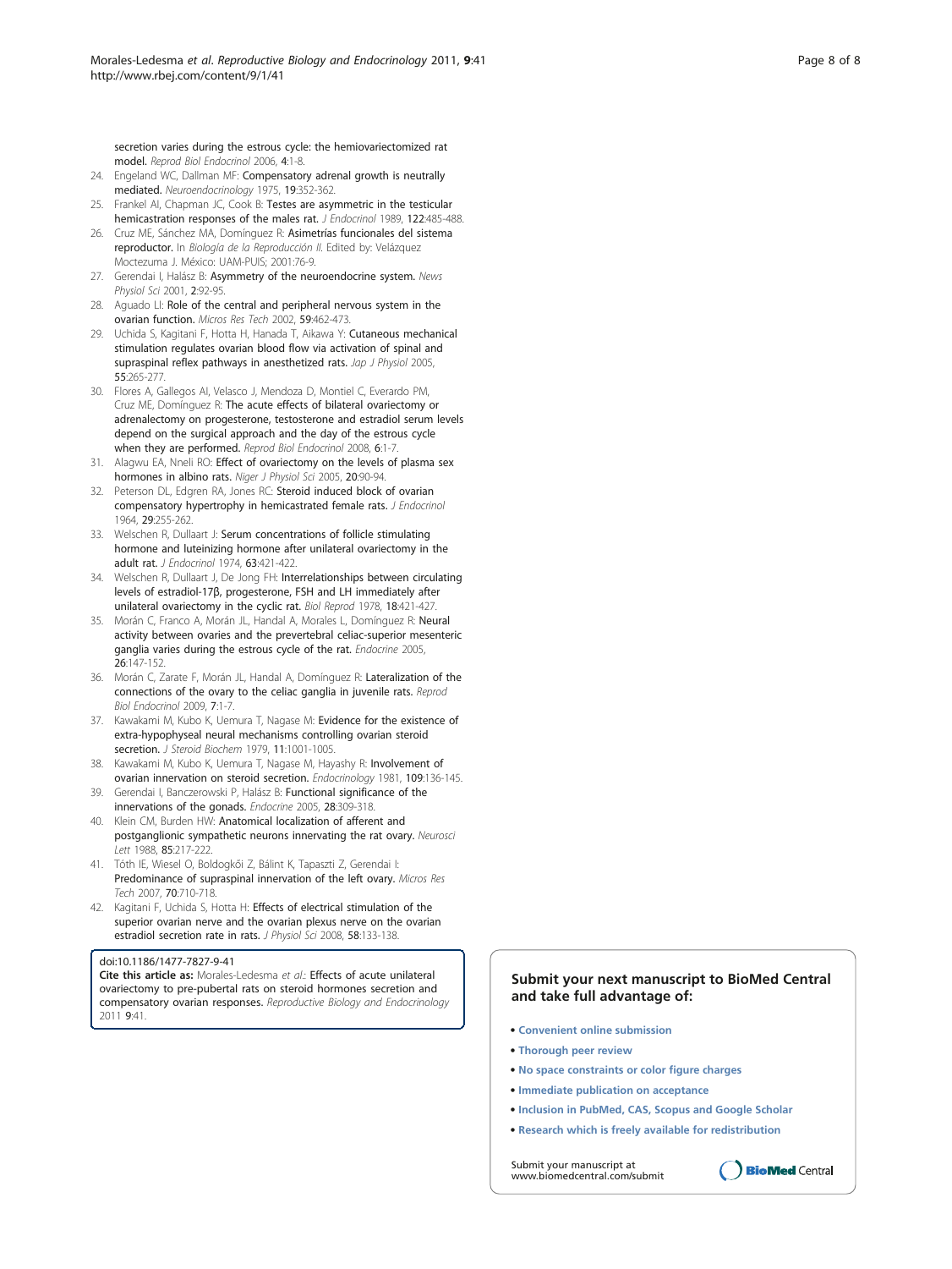secretion varies during the estrous cycle: the hemiovariectomized rat model. *Reprod Biol Endocrinol* 2006, **4**:1-8.

24. Engeland WC, Dallman MF: **Compensatory adrenal growth is neutrally mediated.** *Neuroendocrinology* 1975, **19**:352-362.
25. Frankel AI, Chapman JC, Cook B: **Testes are asymmetric in the testicular hemicastration responses of the males rat.** *J Endocrinol* 1989, **122**:485-488.
26. Cruz ME, Sánchez MA, Domínguez R: **Asimetrías funcionales del sistema reproductor.** In *Biología de la Reproducción II.* Edited by: Velázquez Moctezuma J. México: UAM-PUIS; 2001:76-9.
27. Gerendai I, Halász B: **Asymmetry of the neuroendocrine system.** *News Physiol Sci* 2001, **2**:92-95.
28. Aguado LI: **Role of the central and peripheral nervous system in the ovarian function.** *Micros Res Tech* 2002, **59**:462-473.
29. Uchida S, Kagitani F, Hotta H, Hanada T, Aikawa Y: **Cutaneous mechanical stimulation regulates ovarian blood flow via activation of spinal and supraspinal reflex pathways in anesthetized rats.** *Jap J Physiol* 2005, **55**:265-277.
30. Flores A, Gallegos AI, Velasco J, Mendoza D, Montiel C, Everardo PM, Cruz ME, Domínguez R: **The acute effects of bilateral ovariectomy or adrenalectomy on progesterone, testosterone and estradiol serum levels depend on the surgical approach and the day of the estrous cycle when they are performed.** *Reprod Biol Endocrinol* 2008, **6**:1-7.
31. Alagwu EA, Nneli RO: **Effect of ovariectomy on the levels of plasma sex hormones in albino rats.** *Niger J Physiol Sci* 2005, **20**:90-94.
32. Peterson DL, Edgren RA, Jones RC: **Steroid induced block of ovarian compensatory hypertrophy in hemicastrated female rats.** *J Endocrinol* 1964, **29**:255-262.
33. Welschen R, Dullaart J: **Serum concentrations of follicle stimulating hormone and luteinizing hormone after unilateral ovariectomy in the adult rat.** *J Endocrinol* 1974, **63**:421-422.
34. Welschen R, Dullaart J, De Jong FH: **Interrelationships between circulating levels of estradiol-17β, progesterone, FSH and LH immediately after unilateral ovariectomy in the cyclic rat.** *Biol Reprod* 1978, **18**:421-427.
35. Morán C, Franco A, Morán JL, Handal A, Morales L, Domínguez R: **Neural activity between ovaries and the prevertebral celiac-superior mesenteric ganglia varies during the estrous cycle of the rat.** *Endocrine* 2005, **26**:147-152.
36. Morán C, Zarate F, Morán JL, Handal A, Domínguez R: **Lateralization of the connections of the ovary to the celiac ganglia in juvenile rats.** *Reprod Biol Endocrinol* 2009, **7**:1-7.
37. Kawakami M, Kubo K, Uemura T, Nagase M: **Evidence for the existence of extra-hypophyseal neural mechanisms controlling ovarian steroid secretion.** *J Steroid Biochem* 1979, **11**:1001-1005.
38. Kawakami M, Kubo K, Uemura T, Nagase M, Hayashy R: **Involvement of ovarian innervation on steroid secretion.** *Endocrinology* 1981, **109**:136-145.
39. Gerendai I, Banczerowski P, Halász B: **Functional significance of the innervations of the gonads.** *Endocrine* 2005, **28**:309-318.
40. Klein CM, Burden HW: **Anatomical localization of afferent and postganglionic sympathetic neurons innervating the rat ovary.** *Neurosci Lett* 1988, **85**:217-222.
41. Tóth IE, Wiesel O, Boldogkői Z, Bálint K, Tapaszti Z, Gerendai I: **Predominance of supraspinal innervation of the left ovary.** *Micros Res Tech* 2007, **70**:710-718.
42. Kagitani F, Uchida S, Hotta H: **Effects of electrical stimulation of the superior ovarian nerve and the ovarian plexus nerve on the ovarian estradiol secretion rate in rats.** *J Physiol Sci* 2008, **58**:133-138.

doi:10.1186/1477-7827-9-41

**Cite this article as:** Morales-Ledesma *et al.*: Effects of acute unilateral ovariectomy to pre-pubertal rats on steroid hormones secretion and compensatory ovarian responses. *Reproductive Biology and Endocrinology* 2011 **9**:41.

**Submit your next manuscript to BioMed Central and take full advantage of:**

- **Convenient online submission**
- **Thorough peer review**
- **No space constraints or color figure charges**
- **Immediate publication on acceptance**
- **Inclusion in PubMed, CAS, Scopus and Google Scholar**
- **Research which is freely available for redistribution**

Submit your manuscript at
www.biomedcentral.com/submit

BioMed Central